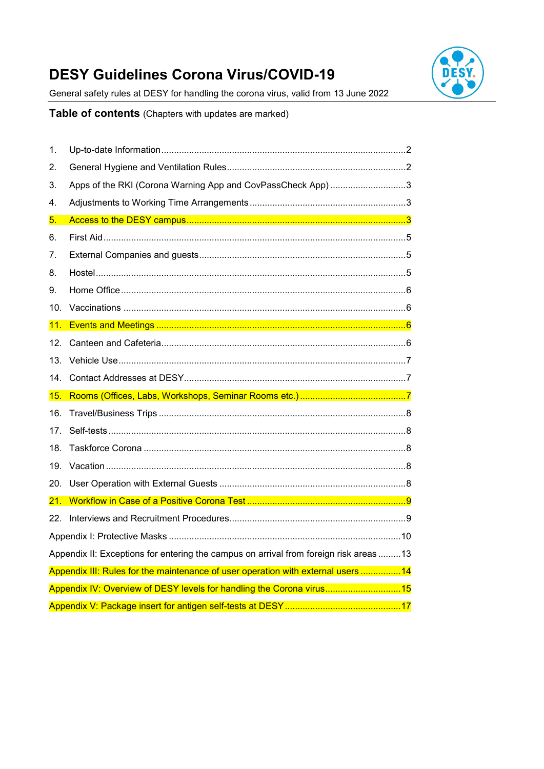# DESY Guidelines Corona Virus/COVID-19

General safety rules at DESY for handling the corona virus, valid from 13 June 2022

## Table of contents (Chapters with updates are marked)

1. Up-to-date Information ........................................ 2
2. General Hygiene and Ventilation Rules ........................................ 2
3. Apps of the RKI (Corona Warning App and CovPassCheck App) ........................................ 3
4. Adjustments to Working Time Arrangements ........................................ 3
5. Access to the DESY campus ........................................ 3
6. First Aid ........................................ 5
7. External Companies and guests ........................................ 5
8. Hostel ........................................ 5
9. Home Office ........................................ 6
10. Vaccinations ........................................ 6
11. Events and Meetings ........................................ 6
12. Canteen and Cafeteria ........................................ 6
13. Vehicle Use ........................................ 7
14. Contact Addresses at DESY ........................................ 7
15. Rooms (Offices, Labs, Workshops, Seminar Rooms etc.) ........................................ 7
16. Travel/Business Trips ........................................ 8
17. Self-tests ........................................ 8
18. Taskforce Corona ........................................ 8
19. Vacation ........................................ 8
20. User Operation with External Guests ........................................ 8
21. Workflow in Case of a Positive Corona Test ........................................ 9
22. Interviews and Recruitment Procedures ........................................ 9

Appendix I: Protective Masks ........................................ 10

Appendix II: Exceptions for entering the campus on arrival from foreign risk areas ........................................ 13

Appendix III: Rules for the maintenance of user operation with external users ........................................ 14

Appendix IV: Overview of DESY levels for handling the Corona virus ........................................ 15

Appendix V: Package insert for antigen self-tests at DESY ........................................ 17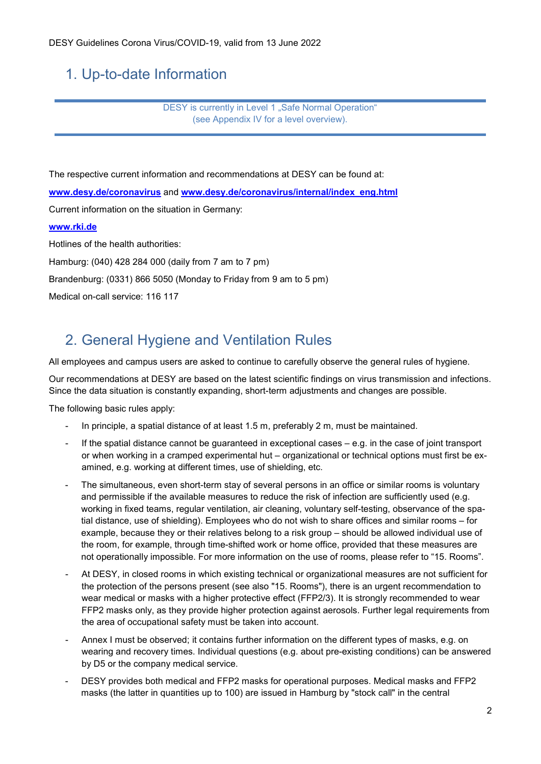DESY Guidelines Corona Virus/COVID-19, valid from 13 June 2022

# 1. Up-to-date Information

> DESY is currently in Level 1 „Safe Normal Operation“
> (see Appendix IV for a level overview).

The respective current information and recommendations at DESY can be found at:

**www.desy.de/coronavirus** and **www.desy.de/coronavirus/internal/index_eng.html**

Current information on the situation in Germany:

**www.rki.de**

Hotlines of the health authorities:

Hamburg: (040) 428 284 000 (daily from 7 am to 7 pm)

Brandenburg: (0331) 866 5050 (Monday to Friday from 9 am to 5 pm)

Medical on-call service: 116 117

# 2. General Hygiene and Ventilation Rules

All employees and campus users are asked to continue to carefully observe the general rules of hygiene.

Our recommendations at DESY are based on the latest scientific findings on virus transmission and infections. Since the data situation is constantly expanding, short-term adjustments and changes are possible.

The following basic rules apply:

- In principle, a spatial distance of at least 1.5 m, preferably 2 m, must be maintained.
- If the spatial distance cannot be guaranteed in exceptional cases – e.g. in the case of joint transport or when working in a cramped experimental hut – organizational or technical options must first be examined, e.g. working at different times, use of shielding, etc.
- The simultaneous, even short-term stay of several persons in an office or similar rooms is voluntary and permissible if the available measures to reduce the risk of infection are sufficiently used (e.g. working in fixed teams, regular ventilation, air cleaning, voluntary self-testing, observance of the spatial distance, use of shielding). Employees who do not wish to share offices and similar rooms – for example, because they or their relatives belong to a risk group – should be allowed individual use of the room, for example, through time-shifted work or home office, provided that these measures are not operationally impossible. For more information on the use of rooms, please refer to "15. Rooms".
- At DESY, in closed rooms in which existing technical or organizational measures are not sufficient for the protection of the persons present (see also "15. Rooms"), there is an urgent recommendation to wear medical or masks with a higher protective effect (FFP2/3). It is strongly recommended to wear FFP2 masks only, as they provide higher protection against aerosols. Further legal requirements from the area of occupational safety must be taken into account.
- Annex I must be observed; it contains further information on the different types of masks, e.g. on wearing and recovery times. Individual questions (e.g. about pre-existing conditions) can be answered by D5 or the company medical service.
- DESY provides both medical and FFP2 masks for operational purposes. Medical masks and FFP2 masks (the latter in quantities up to 100) are issued in Hamburg by "stock call" in the central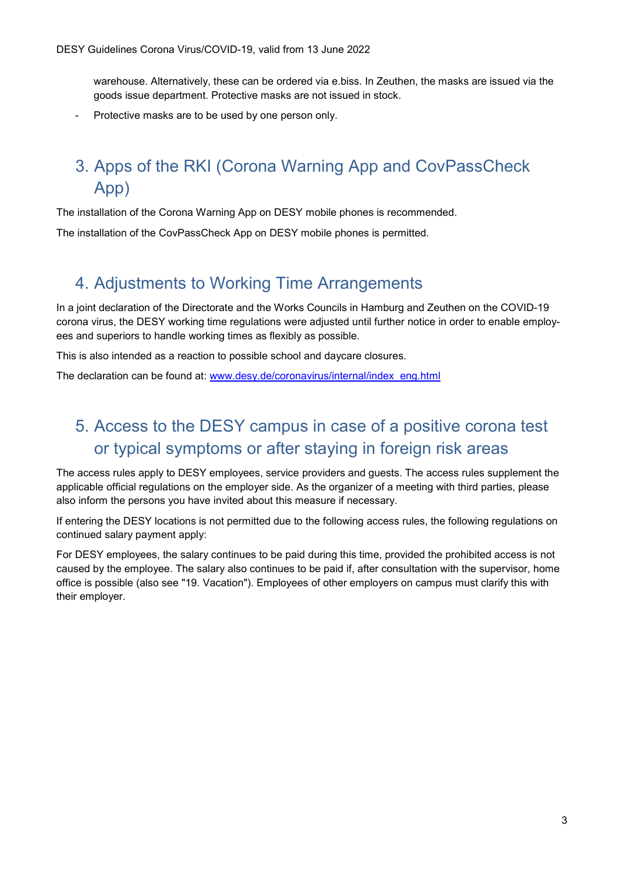warehouse. Alternatively, these can be ordered via e.biss. In Zeuthen, the masks are issued via the goods issue department. Protective masks are not issued in stock.

- Protective masks are to be used by one person only.

# 3. Apps of the RKI (Corona Warning App and CovPassCheck App)

The installation of the Corona Warning App on DESY mobile phones is recommended.

The installation of the CovPassCheck App on DESY mobile phones is permitted.

# 4. Adjustments to Working Time Arrangements

In a joint declaration of the Directorate and the Works Councils in Hamburg and Zeuthen on the COVID-19 corona virus, the DESY working time regulations were adjusted until further notice in order to enable employees and superiors to handle working times as flexibly as possible.

This is also intended as a reaction to possible school and daycare closures.

The declaration can be found at: www.desy.de/coronavirus/internal/index_eng.html

# 5. Access to the DESY campus in case of a positive corona test or typical symptoms or after staying in foreign risk areas

The access rules apply to DESY employees, service providers and guests. The access rules supplement the applicable official regulations on the employer side. As the organizer of a meeting with third parties, please also inform the persons you have invited about this measure if necessary.

If entering the DESY locations is not permitted due to the following access rules, the following regulations on continued salary payment apply:

For DESY employees, the salary continues to be paid during this time, provided the prohibited access is not caused by the employee. The salary also continues to be paid if, after consultation with the supervisor, home office is possible (also see "19. Vacation"). Employees of other employers on campus must clarify this with their employer.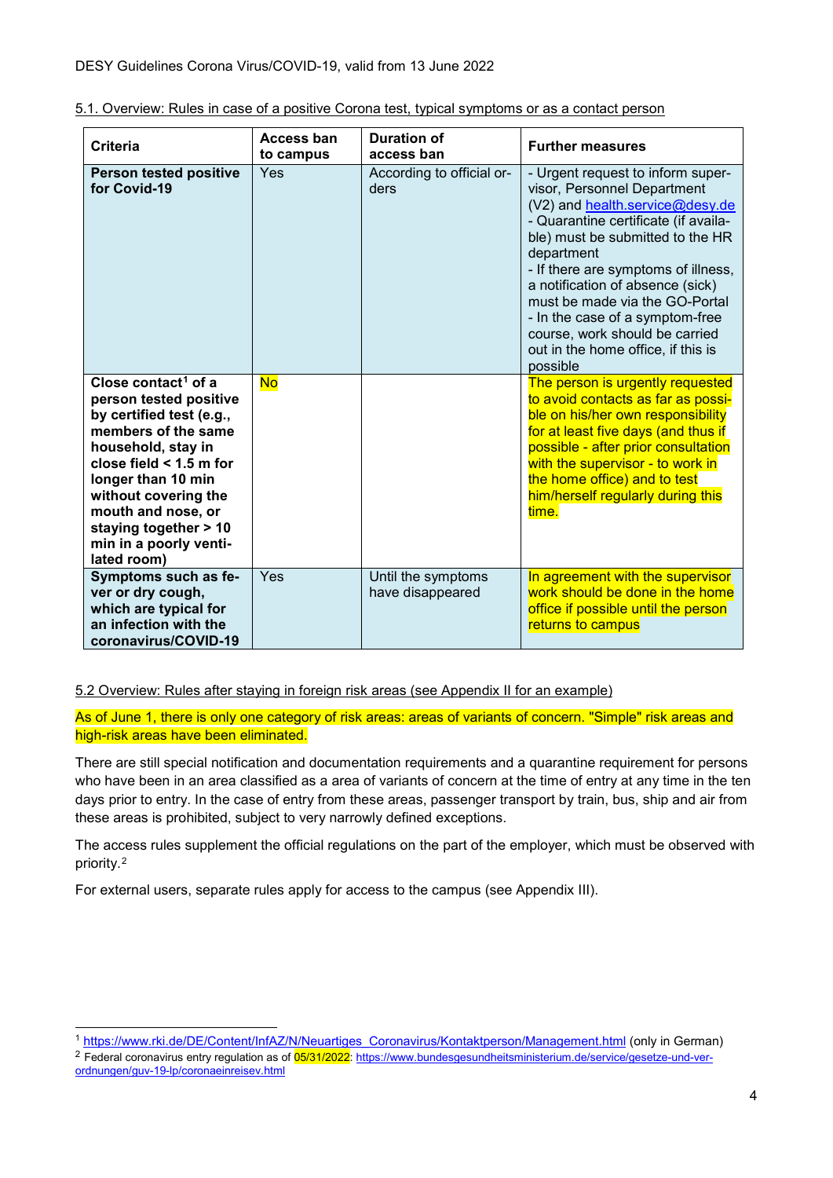5.1. Overview: Rules in case of a positive Corona test, typical symptoms or as a contact person

| Criteria | Access ban to campus | Duration of access ban | Further measures |
|---|---|---|---|
| **Person tested positive for Covid-19** | Yes | According to official orders | - Urgent request to inform supervisor, Personnel Department (V2) and health.service@desy.de<br>- Quarantine certificate (if available) must be submitted to the HR department<br>- If there are symptoms of illness, a notification of absence (sick) must be made via the GO-Portal<br>- In the case of a symptom-free course, work should be carried out in the home office, if this is possible |
| **Close contact[1] of a person tested positive by certified test (e.g., members of the same household, stay in close field < 1.5 m for longer than 10 min without covering the mouth and nose, or staying together > 10 min in a poorly ventilated room)** | No | | The person is urgently requested to avoid contacts as far as possible on his/her own responsibility for at least five days (and thus if possible - after prior consultation with the supervisor - to work in the home office) and to test him/herself regularly during this time. |
| **Symptoms such as fever or dry cough, which are typical for an infection with the coronavirus/COVID-19** | Yes | Until the symptoms have disappeared | In agreement with the supervisor work should be done in the home office if possible until the person returns to campus |

5.2 Overview: Rules after staying in foreign risk areas (see Appendix II for an example)

As of June 1, there is only one category of risk areas: areas of variants of concern. "Simple" risk areas and high-risk areas have been eliminated.

There are still special notification and documentation requirements and a quarantine requirement for persons who have been in an area classified as a area of variants of concern at the time of entry at any time in the ten days prior to entry. In the case of entry from these areas, passenger transport by train, bus, ship and air from these areas is prohibited, subject to very narrowly defined exceptions.

The access rules supplement the official regulations on the part of the employer, which must be observed with priority.[2]

For external users, separate rules apply for access to the campus (see Appendix III).

---

[1] https://www.rki.de/DE/Content/InfAZ/N/Neuartiges_Coronavirus/Kontaktperson/Management.html (only in German)

[2] Federal coronavirus entry regulation as of 05/31/2022: https://www.bundesgesundheitsministerium.de/service/gesetze-und-verordnungen/guv-19-lp/coronaeinreisev.html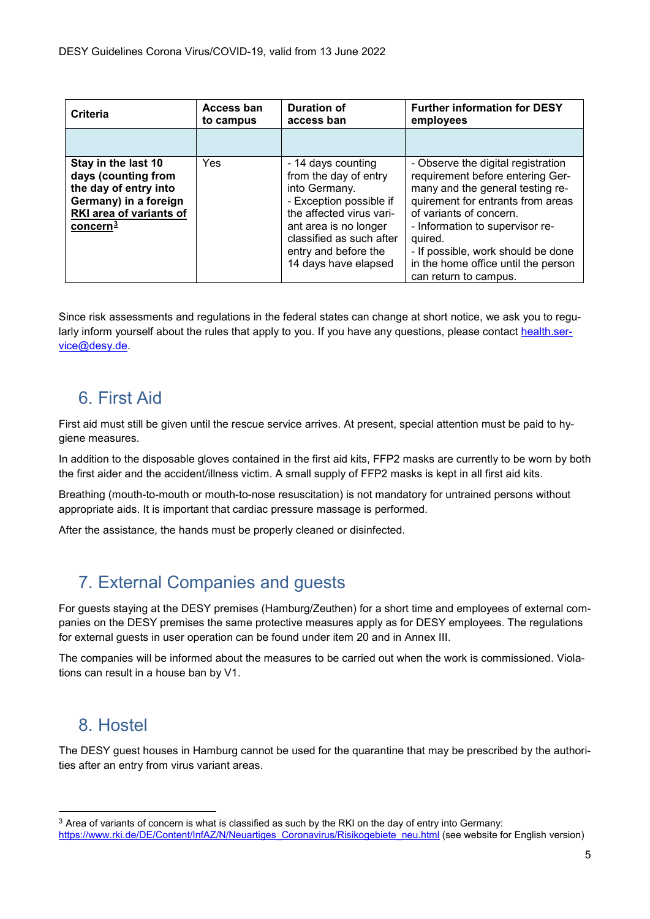| Criteria | Access ban to campus | Duration of access ban | Further information for DESY employees |
|---|---|---|---|
| | | | |
| **Stay in the last 10 days (counting from the day of entry into Germany) in a foreign RKI area of variants of concern[3]** | Yes | - 14 days counting from the day of entry into Germany.<br>- Exception possible if the affected virus variant area is no longer classified as such after entry and before the 14 days have elapsed | - Observe the digital registration requirement before entering Germany and the general testing requirement for entrants from areas of variants of concern.<br>- Information to supervisor required.<br>- If possible, work should be done in the home office until the person can return to campus. |

Since risk assessments and regulations in the federal states can change at short notice, we ask you to regularly inform yourself about the rules that apply to you. If you have any questions, please contact health.service@desy.de.

## 6. First Aid

First aid must still be given until the rescue service arrives. At present, special attention must be paid to hygiene measures.

In addition to the disposable gloves contained in the first aid kits, FFP2 masks are currently to be worn by both the first aider and the accident/illness victim. A small supply of FFP2 masks is kept in all first aid kits.

Breathing (mouth-to-mouth or mouth-to-nose resuscitation) is not mandatory for untrained persons without appropriate aids. It is important that cardiac pressure massage is performed.

After the assistance, the hands must be properly cleaned or disinfected.

## 7. External Companies and guests

For guests staying at the DESY premises (Hamburg/Zeuthen) for a short time and employees of external companies on the DESY premises the same protective measures apply as for DESY employees. The regulations for external guests in user operation can be found under item 20 and in Annex III.

The companies will be informed about the measures to be carried out when the work is commissioned. Violations can result in a house ban by V1.

## 8. Hostel

The DESY guest houses in Hamburg cannot be used for the quarantine that may be prescribed by the authorities after an entry from virus variant areas.

[3] Area of variants of concern is what is classified as such by the RKI on the day of entry into Germany: https://www.rki.de/DE/Content/InfAZ/N/Neuartiges_Coronavirus/Risikogebiete_neu.html (see website for English version)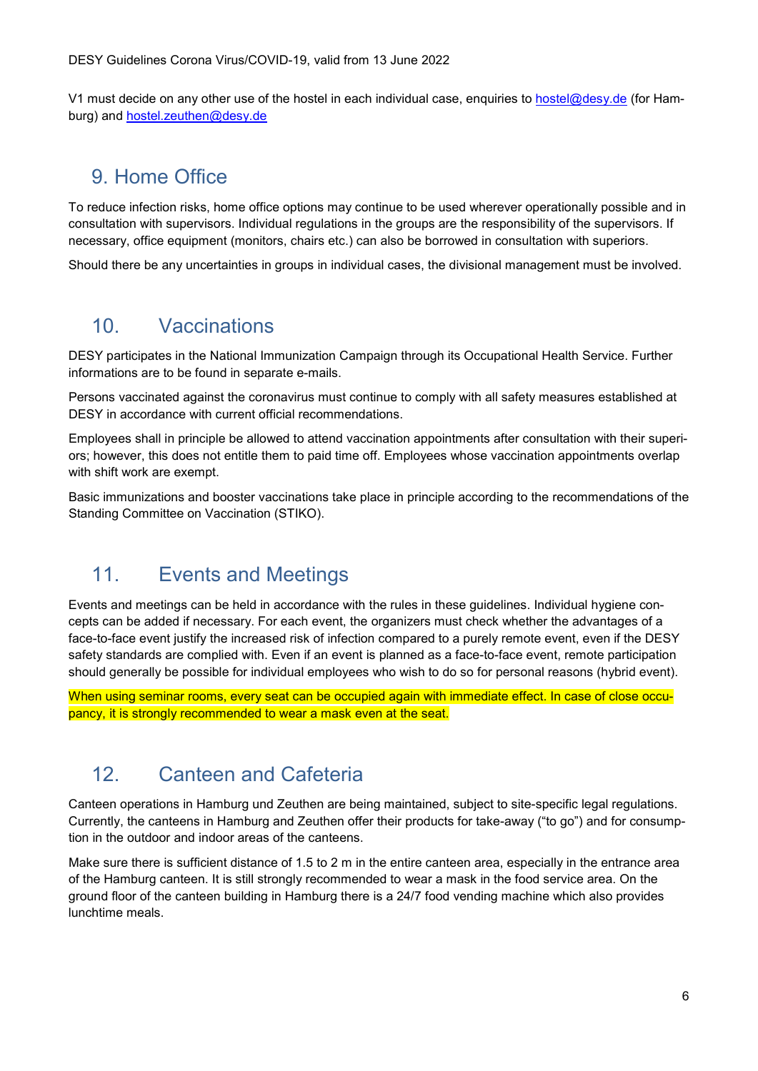V1 must decide on any other use of the hostel in each individual case, enquiries to hostel@desy.de (for Hamburg) and hostel.zeuthen@desy.de

## 9. Home Office

To reduce infection risks, home office options may continue to be used wherever operationally possible and in consultation with supervisors. Individual regulations in the groups are the responsibility of the supervisors. If necessary, office equipment (monitors, chairs etc.) can also be borrowed in consultation with superiors.

Should there be any uncertainties in groups in individual cases, the divisional management must be involved.

## 10. Vaccinations

DESY participates in the National Immunization Campaign through its Occupational Health Service. Further informations are to be found in separate e-mails.

Persons vaccinated against the coronavirus must continue to comply with all safety measures established at DESY in accordance with current official recommendations.

Employees shall in principle be allowed to attend vaccination appointments after consultation with their superiors; however, this does not entitle them to paid time off. Employees whose vaccination appointments overlap with shift work are exempt.

Basic immunizations and booster vaccinations take place in principle according to the recommendations of the Standing Committee on Vaccination (STIKO).

## 11. Events and Meetings

Events and meetings can be held in accordance with the rules in these guidelines. Individual hygiene concepts can be added if necessary. For each event, the organizers must check whether the advantages of a face-to-face event justify the increased risk of infection compared to a purely remote event, even if the DESY safety standards are complied with. Even if an event is planned as a face-to-face event, remote participation should generally be possible for individual employees who wish to do so for personal reasons (hybrid event).

When using seminar rooms, every seat can be occupied again with immediate effect. In case of close occupancy, it is strongly recommended to wear a mask even at the seat.

## 12. Canteen and Cafeteria

Canteen operations in Hamburg und Zeuthen are being maintained, subject to site-specific legal regulations. Currently, the canteens in Hamburg and Zeuthen offer their products for take-away ("to go") and for consumption in the outdoor and indoor areas of the canteens.

Make sure there is sufficient distance of 1.5 to 2 m in the entire canteen area, especially in the entrance area of the Hamburg canteen. It is still strongly recommended to wear a mask in the food service area. On the ground floor of the canteen building in Hamburg there is a 24/7 food vending machine which also provides lunchtime meals.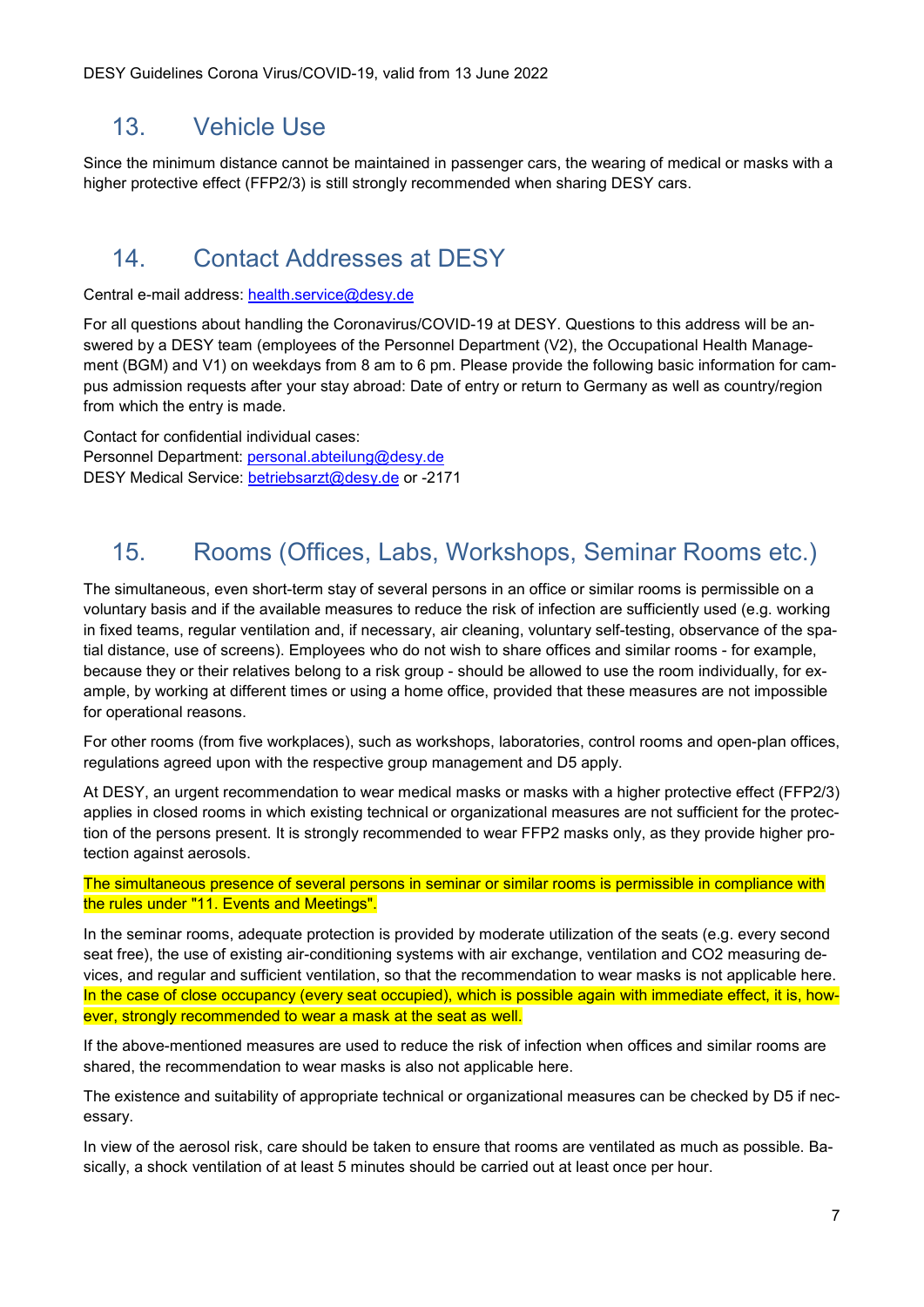## 13. Vehicle Use

Since the minimum distance cannot be maintained in passenger cars, the wearing of medical or masks with a higher protective effect (FFP2/3) is still strongly recommended when sharing DESY cars.

## 14. Contact Addresses at DESY

Central e-mail address: health.service@desy.de

For all questions about handling the Coronavirus/COVID-19 at DESY. Questions to this address will be answered by a DESY team (employees of the Personnel Department (V2), the Occupational Health Management (BGM) and V1) on weekdays from 8 am to 6 pm. Please provide the following basic information for campus admission requests after your stay abroad: Date of entry or return to Germany as well as country/region from which the entry is made.

Contact for confidential individual cases:
Personnel Department: personal.abteilung@desy.de
DESY Medical Service: betriebsarzt@desy.de or -2171

## 15. Rooms (Offices, Labs, Workshops, Seminar Rooms etc.)

The simultaneous, even short-term stay of several persons in an office or similar rooms is permissible on a voluntary basis and if the available measures to reduce the risk of infection are sufficiently used (e.g. working in fixed teams, regular ventilation and, if necessary, air cleaning, voluntary self-testing, observance of the spatial distance, use of screens). Employees who do not wish to share offices and similar rooms - for example, because they or their relatives belong to a risk group - should be allowed to use the room individually, for example, by working at different times or using a home office, provided that these measures are not impossible for operational reasons.

For other rooms (from five workplaces), such as workshops, laboratories, control rooms and open-plan offices, regulations agreed upon with the respective group management and D5 apply.

At DESY, an urgent recommendation to wear medical masks or masks with a higher protective effect (FFP2/3) applies in closed rooms in which existing technical or organizational measures are not sufficient for the protection of the persons present. It is strongly recommended to wear FFP2 masks only, as they provide higher protection against aerosols.

The simultaneous presence of several persons in seminar or similar rooms is permissible in compliance with the rules under "11. Events and Meetings".

In the seminar rooms, adequate protection is provided by moderate utilization of the seats (e.g. every second seat free), the use of existing air-conditioning systems with air exchange, ventilation and CO2 measuring devices, and regular and sufficient ventilation, so that the recommendation to wear masks is not applicable here. In the case of close occupancy (every seat occupied), which is possible again with immediate effect, it is, however, strongly recommended to wear a mask at the seat as well.

If the above-mentioned measures are used to reduce the risk of infection when offices and similar rooms are shared, the recommendation to wear masks is also not applicable here.

The existence and suitability of appropriate technical or organizational measures can be checked by D5 if necessary.

In view of the aerosol risk, care should be taken to ensure that rooms are ventilated as much as possible. Basically, a shock ventilation of at least 5 minutes should be carried out at least once per hour.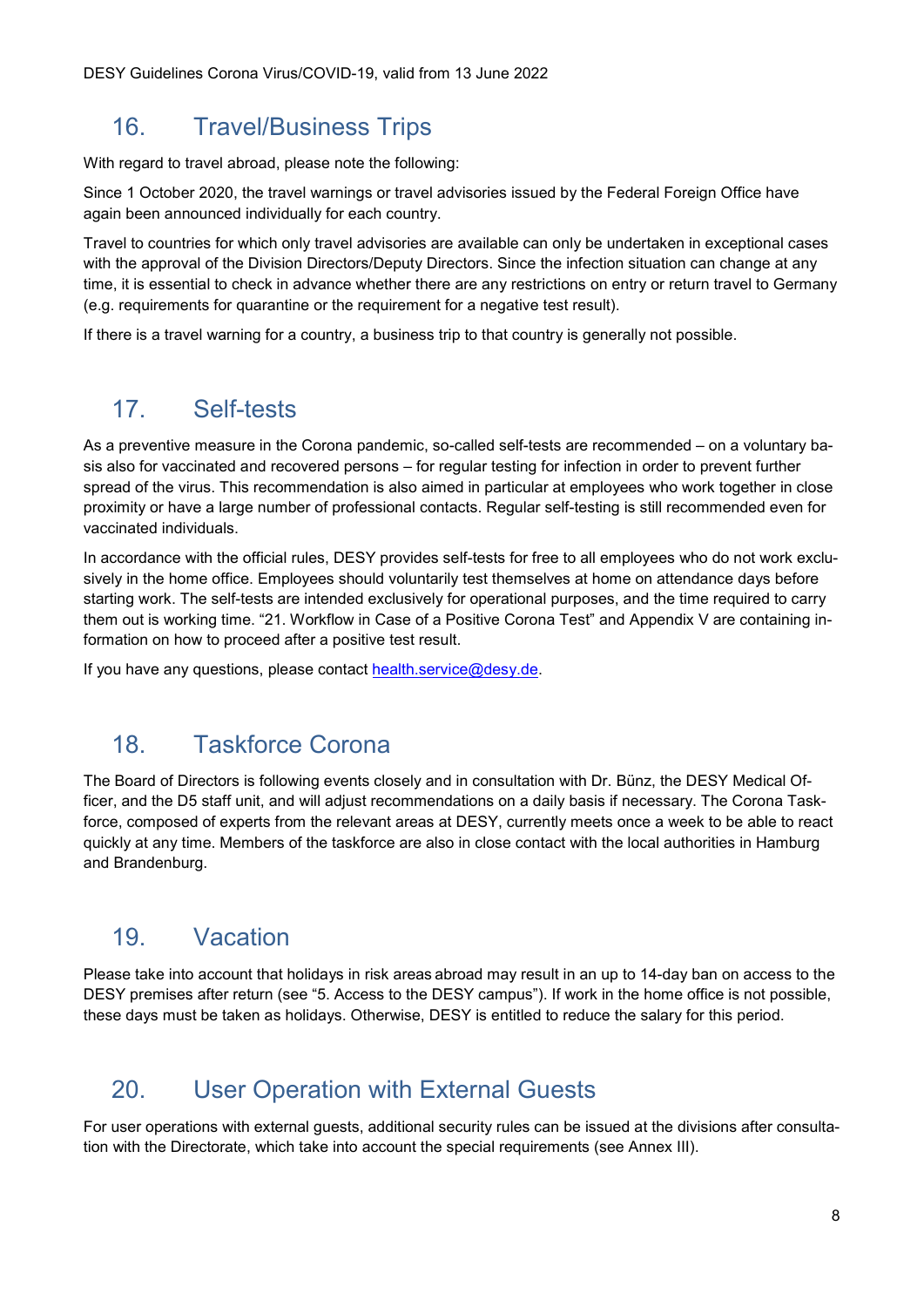## 16. Travel/Business Trips

With regard to travel abroad, please note the following:

Since 1 October 2020, the travel warnings or travel advisories issued by the Federal Foreign Office have again been announced individually for each country.

Travel to countries for which only travel advisories are available can only be undertaken in exceptional cases with the approval of the Division Directors/Deputy Directors. Since the infection situation can change at any time, it is essential to check in advance whether there are any restrictions on entry or return travel to Germany (e.g. requirements for quarantine or the requirement for a negative test result).

If there is a travel warning for a country, a business trip to that country is generally not possible.

## 17. Self-tests

As a preventive measure in the Corona pandemic, so-called self-tests are recommended – on a voluntary basis also for vaccinated and recovered persons – for regular testing for infection in order to prevent further spread of the virus. This recommendation is also aimed in particular at employees who work together in close proximity or have a large number of professional contacts. Regular self-testing is still recommended even for vaccinated individuals.

In accordance with the official rules, DESY provides self-tests for free to all employees who do not work exclusively in the home office. Employees should voluntarily test themselves at home on attendance days before starting work. The self-tests are intended exclusively for operational purposes, and the time required to carry them out is working time. “21. Workflow in Case of a Positive Corona Test” and Appendix V are containing information on how to proceed after a positive test result.

If you have any questions, please contact health.service@desy.de.

## 18. Taskforce Corona

The Board of Directors is following events closely and in consultation with Dr. Bünz, the DESY Medical Officer, and the D5 staff unit, and will adjust recommendations on a daily basis if necessary. The Corona Taskforce, composed of experts from the relevant areas at DESY, currently meets once a week to be able to react quickly at any time. Members of the taskforce are also in close contact with the local authorities in Hamburg and Brandenburg.

## 19. Vacation

Please take into account that holidays in risk areas abroad may result in an up to 14-day ban on access to the DESY premises after return (see “5. Access to the DESY campus”). If work in the home office is not possible, these days must be taken as holidays. Otherwise, DESY is entitled to reduce the salary for this period.

## 20. User Operation with External Guests

For user operations with external guests, additional security rules can be issued at the divisions after consultation with the Directorate, which take into account the special requirements (see Annex III).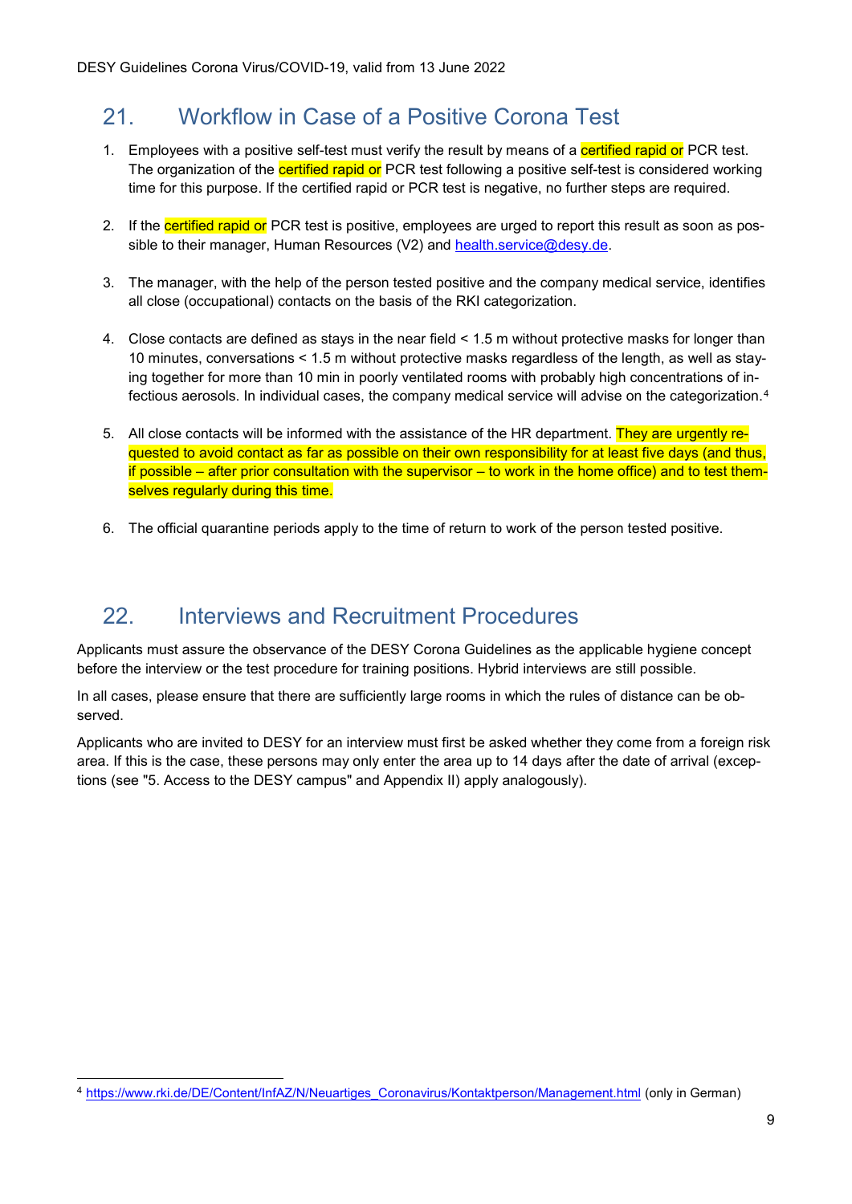## 21. Workflow in Case of a Positive Corona Test

1. Employees with a positive self-test must verify the result by means of a certified rapid or PCR test. The organization of the certified rapid or PCR test following a positive self-test is considered working time for this purpose. If the certified rapid or PCR test is negative, no further steps are required.

2. If the certified rapid or PCR test is positive, employees are urged to report this result as soon as possible to their manager, Human Resources (V2) and [health.service@desy.de](mailto:health.service@desy.de).

3. The manager, with the help of the person tested positive and the company medical service, identifies all close (occupational) contacts on the basis of the RKI categorization.

4. Close contacts are defined as stays in the near field < 1.5 m without protective masks for longer than 10 minutes, conversations < 1.5 m without protective masks regardless of the length, as well as staying together for more than 10 min in poorly ventilated rooms with probably high concentrations of infectious aerosols. In individual cases, the company medical service will advise on the categorization.[4]

5. All close contacts will be informed with the assistance of the HR department. They are urgently requested to avoid contact as far as possible on their own responsibility for at least five days (and thus, if possible – after prior consultation with the supervisor – to work in the home office) and to test themselves regularly during this time.

6. The official quarantine periods apply to the time of return to work of the person tested positive.

## 22. Interviews and Recruitment Procedures

Applicants must assure the observance of the DESY Corona Guidelines as the applicable hygiene concept before the interview or the test procedure for training positions. Hybrid interviews are still possible.

In all cases, please ensure that there are sufficiently large rooms in which the rules of distance can be observed.

Applicants who are invited to DESY for an interview must first be asked whether they come from a foreign risk area. If this is the case, these persons may only enter the area up to 14 days after the date of arrival (exceptions (see "5. Access to the DESY campus" and Appendix II) apply analogously).

[4] https://www.rki.de/DE/Content/InfAZ/N/Neuartiges_Coronavirus/Kontaktperson/Management.html (only in German)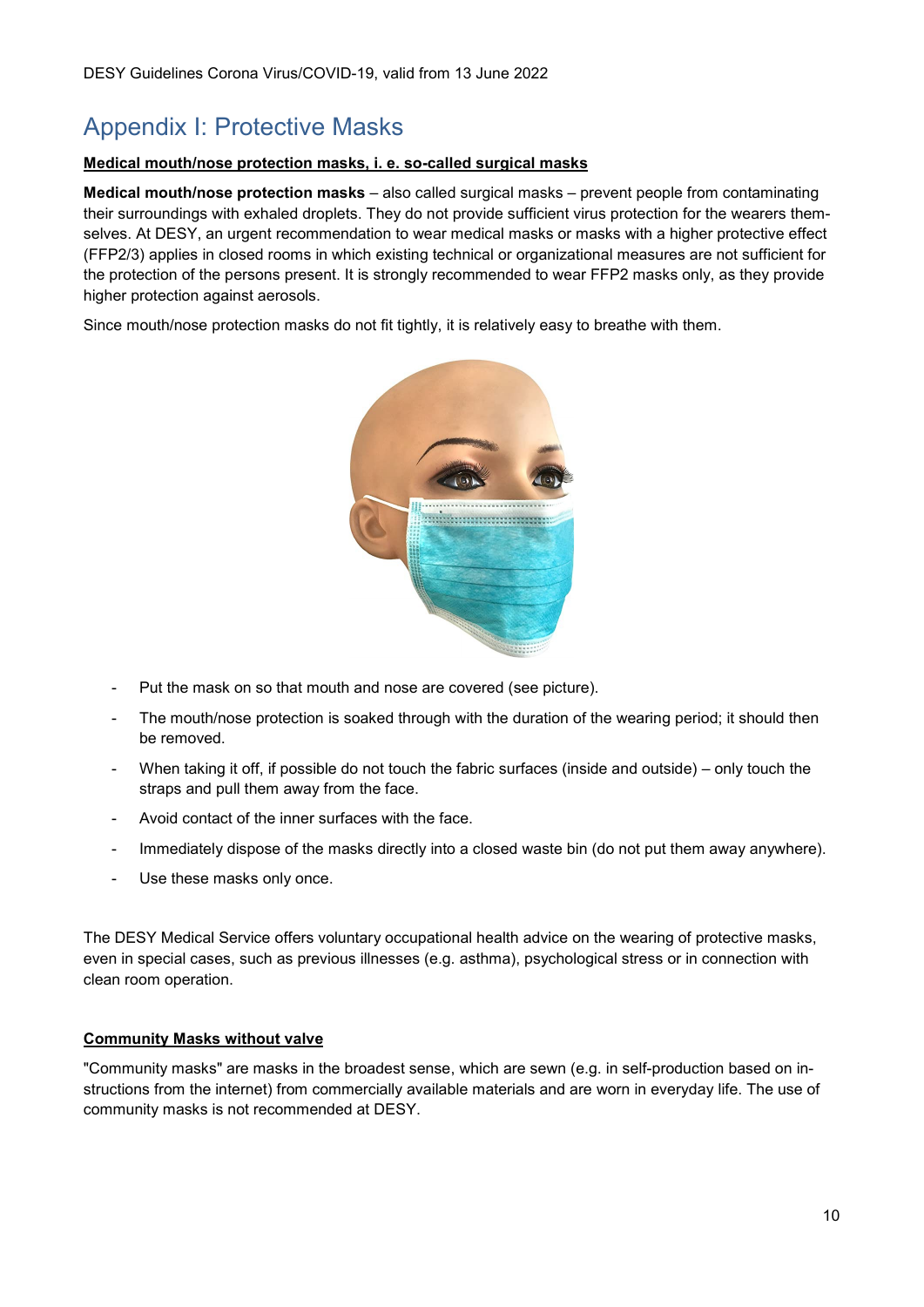# Appendix I: Protective Masks

**Medical mouth/nose protection masks, i. e. so-called surgical masks**

**Medical mouth/nose protection masks** – also called surgical masks – prevent people from contaminating their surroundings with exhaled droplets. They do not provide sufficient virus protection for the wearers themselves. At DESY, an urgent recommendation to wear medical masks or masks with a higher protective effect (FFP2/3) applies in closed rooms in which existing technical or organizational measures are not sufficient for the protection of the persons present. It is strongly recommended to wear FFP2 masks only, as they provide higher protection against aerosols.

Since mouth/nose protection masks do not fit tightly, it is relatively easy to breathe with them.

- Put the mask on so that mouth and nose are covered (see picture).
- The mouth/nose protection is soaked through with the duration of the wearing period; it should then be removed.
- When taking it off, if possible do not touch the fabric surfaces (inside and outside) – only touch the straps and pull them away from the face.
- Avoid contact of the inner surfaces with the face.
- Immediately dispose of the masks directly into a closed waste bin (do not put them away anywhere).
- Use these masks only once.

The DESY Medical Service offers voluntary occupational health advice on the wearing of protective masks, even in special cases, such as previous illnesses (e.g. asthma), psychological stress or in connection with clean room operation.

**Community Masks without valve**

"Community masks" are masks in the broadest sense, which are sewn (e.g. in self-production based on instructions from the internet) from commercially available materials and are worn in everyday life. The use of community masks is not recommended at DESY.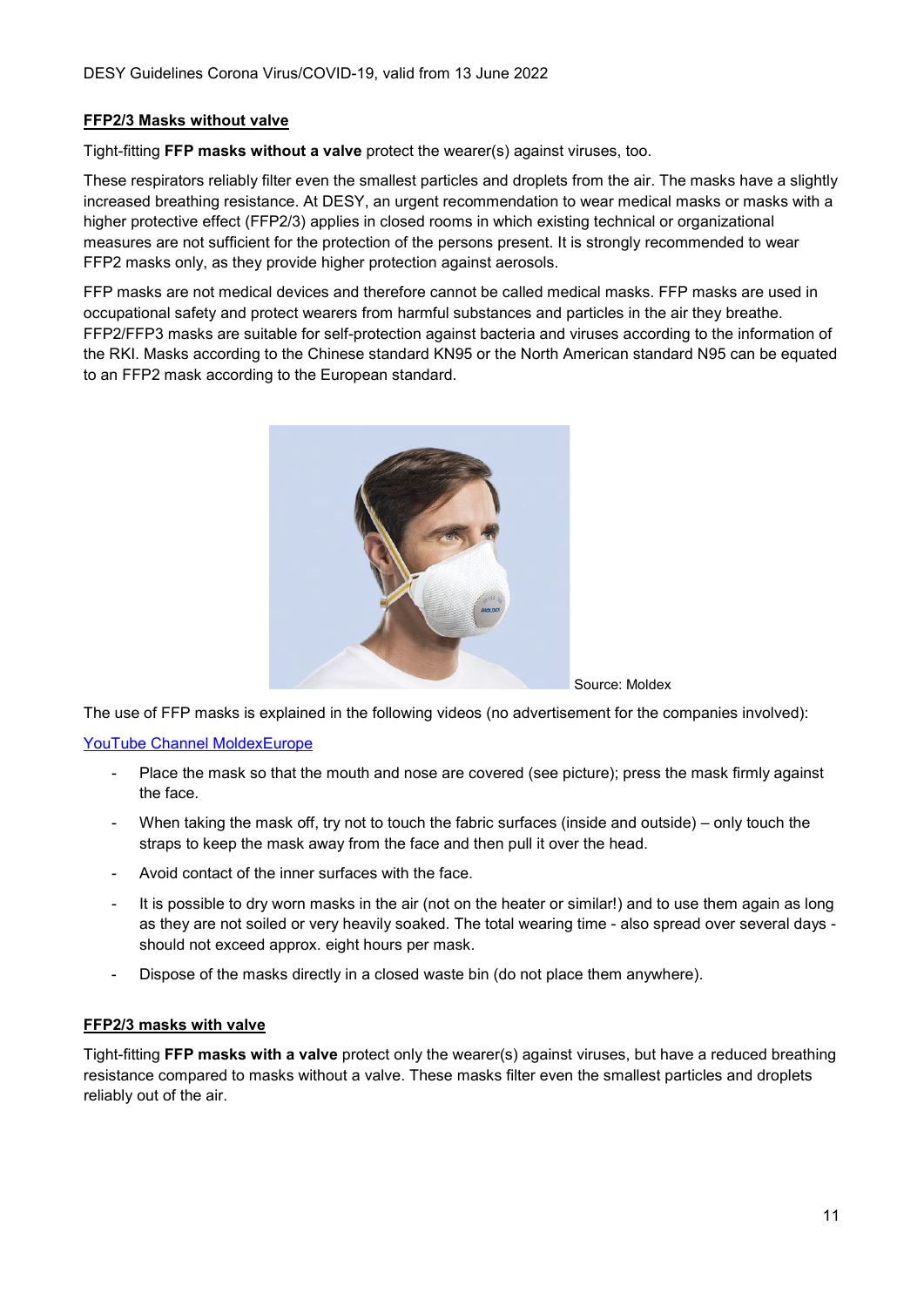### FFP2/3 Masks without valve

Tight-fitting **FFP masks without a valve** protect the wearer(s) against viruses, too.

These respirators reliably filter even the smallest particles and droplets from the air. The masks have a slightly increased breathing resistance. At DESY, an urgent recommendation to wear medical masks or masks with a higher protective effect (FFP2/3) applies in closed rooms in which existing technical or organizational measures are not sufficient for the protection of the persons present. It is strongly recommended to wear FFP2 masks only, as they provide higher protection against aerosols.

FFP masks are not medical devices and therefore cannot be called medical masks. FFP masks are used in occupational safety and protect wearers from harmful substances and particles in the air they breathe. FFP2/FFP3 masks are suitable for self-protection against bacteria and viruses according to the information of the RKI. Masks according to the Chinese standard KN95 or the North American standard N95 can be equated to an FFP2 mask according to the European standard.

Source: Moldex

The use of FFP masks is explained in the following videos (no advertisement for the companies involved):

[YouTube Channel MoldexEurope]

- Place the mask so that the mouth and nose are covered (see picture); press the mask firmly against the face.
- When taking the mask off, try not to touch the fabric surfaces (inside and outside) – only touch the straps to keep the mask away from the face and then pull it over the head.
- Avoid contact of the inner surfaces with the face.
- It is possible to dry worn masks in the air (not on the heater or similar!) and to use them again as long as they are not soiled or very heavily soaked. The total wearing time - also spread over several days - should not exceed approx. eight hours per mask.
- Dispose of the masks directly in a closed waste bin (do not place them anywhere).

### FFP2/3 masks with valve

Tight-fitting **FFP masks with a valve** protect only the wearer(s) against viruses, but have a reduced breathing resistance compared to masks without a valve. These masks filter even the smallest particles and droplets reliably out of the air.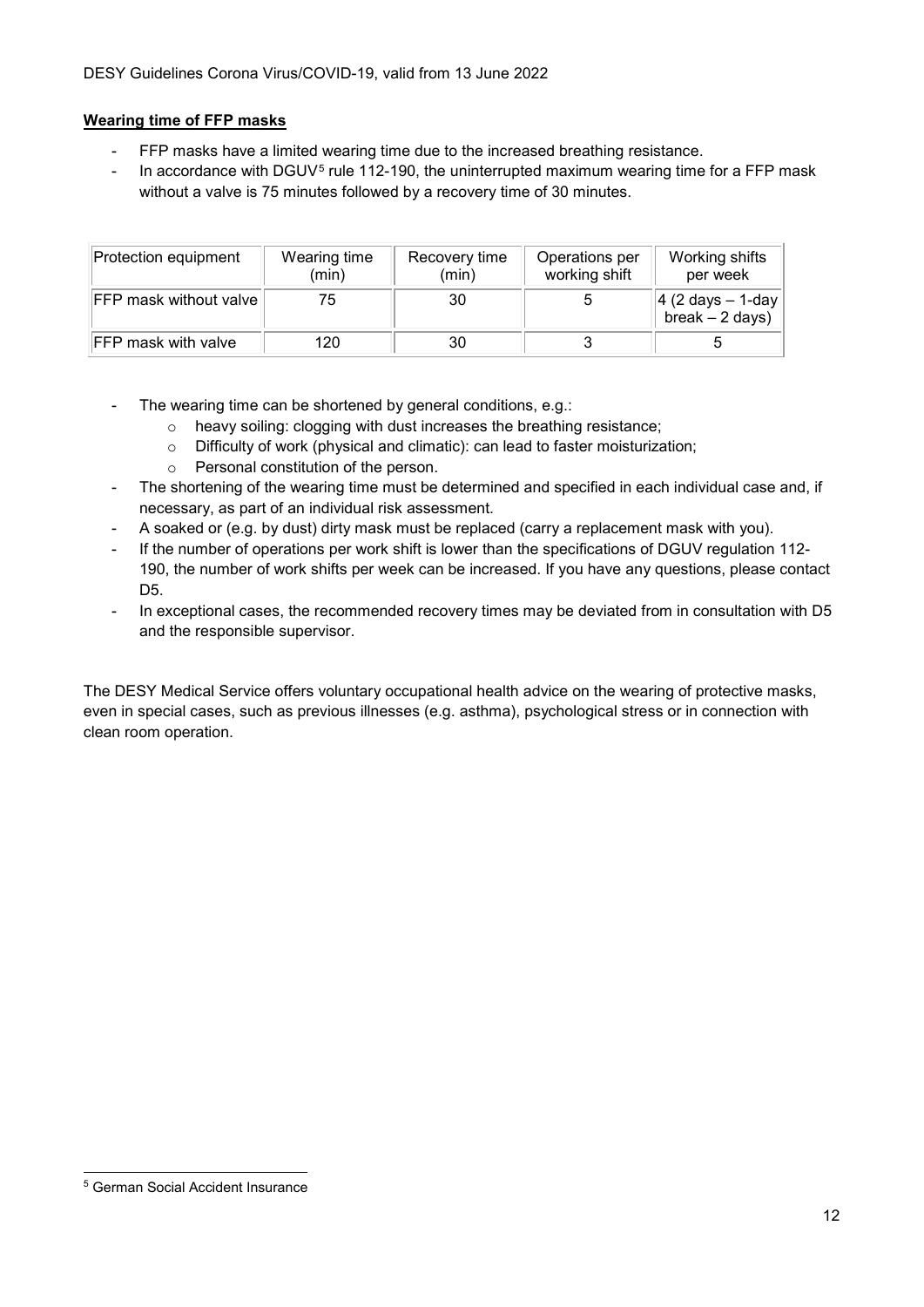**Wearing time of FFP masks**

- FFP masks have a limited wearing time due to the increased breathing resistance.
- In accordance with DGUV[5] rule 112-190, the uninterrupted maximum wearing time for a FFP mask without a valve is 75 minutes followed by a recovery time of 30 minutes.

| Protection equipment | Wearing time (min) | Recovery time (min) | Operations per working shift | Working shifts per week |
|---|---|---|---|---|
| FFP mask without valve | 75 | 30 | 5 | 4 (2 days – 1-day break – 2 days) |
| FFP mask with valve | 120 | 30 | 3 | 5 |

- The wearing time can be shortened by general conditions, e.g.:
  - heavy soiling: clogging with dust increases the breathing resistance;
  - Difficulty of work (physical and climatic): can lead to faster moisturization;
  - Personal constitution of the person.
- The shortening of the wearing time must be determined and specified in each individual case and, if necessary, as part of an individual risk assessment.
- A soaked or (e.g. by dust) dirty mask must be replaced (carry a replacement mask with you).
- If the number of operations per work shift is lower than the specifications of DGUV regulation 112-190, the number of work shifts per week can be increased. If you have any questions, please contact D5.
- In exceptional cases, the recommended recovery times may be deviated from in consultation with D5 and the responsible supervisor.

The DESY Medical Service offers voluntary occupational health advice on the wearing of protective masks, even in special cases, such as previous illnesses (e.g. asthma), psychological stress or in connection with clean room operation.

[5] German Social Accident Insurance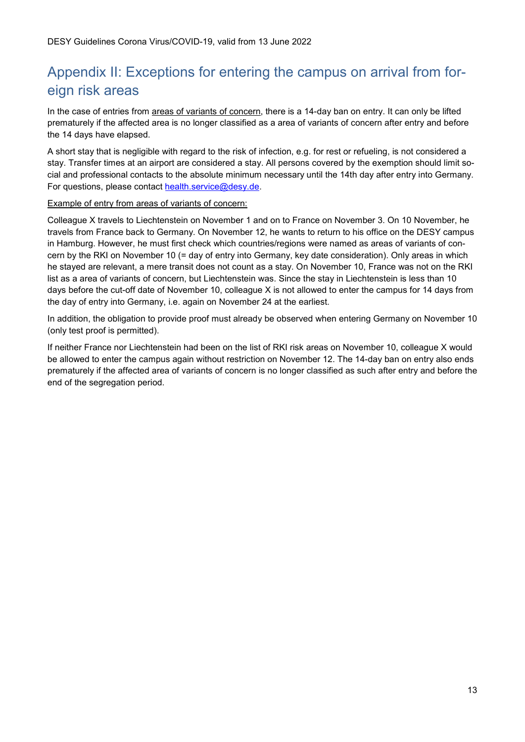## Appendix II: Exceptions for entering the campus on arrival from foreign risk areas

In the case of entries from areas of variants of concern, there is a 14-day ban on entry. It can only be lifted prematurely if the affected area is no longer classified as a area of variants of concern after entry and before the 14 days have elapsed.

A short stay that is negligible with regard to the risk of infection, e.g. for rest or refueling, is not considered a stay. Transfer times at an airport are considered a stay. All persons covered by the exemption should limit social and professional contacts to the absolute minimum necessary until the 14th day after entry into Germany. For questions, please contact health.service@desy.de.

Example of entry from areas of variants of concern:

Colleague X travels to Liechtenstein on November 1 and on to France on November 3. On 10 November, he travels from France back to Germany. On November 12, he wants to return to his office on the DESY campus in Hamburg. However, he must first check which countries/regions were named as areas of variants of concern by the RKI on November 10 (= day of entry into Germany, key date consideration). Only areas in which he stayed are relevant, a mere transit does not count as a stay. On November 10, France was not on the RKI list as a area of variants of concern, but Liechtenstein was. Since the stay in Liechtenstein is less than 10 days before the cut-off date of November 10, colleague X is not allowed to enter the campus for 14 days from the day of entry into Germany, i.e. again on November 24 at the earliest.

In addition, the obligation to provide proof must already be observed when entering Germany on November 10 (only test proof is permitted).

If neither France nor Liechtenstein had been on the list of RKI risk areas on November 10, colleague X would be allowed to enter the campus again without restriction on November 12. The 14-day ban on entry also ends prematurely if the affected area of variants of concern is no longer classified as such after entry and before the end of the segregation period.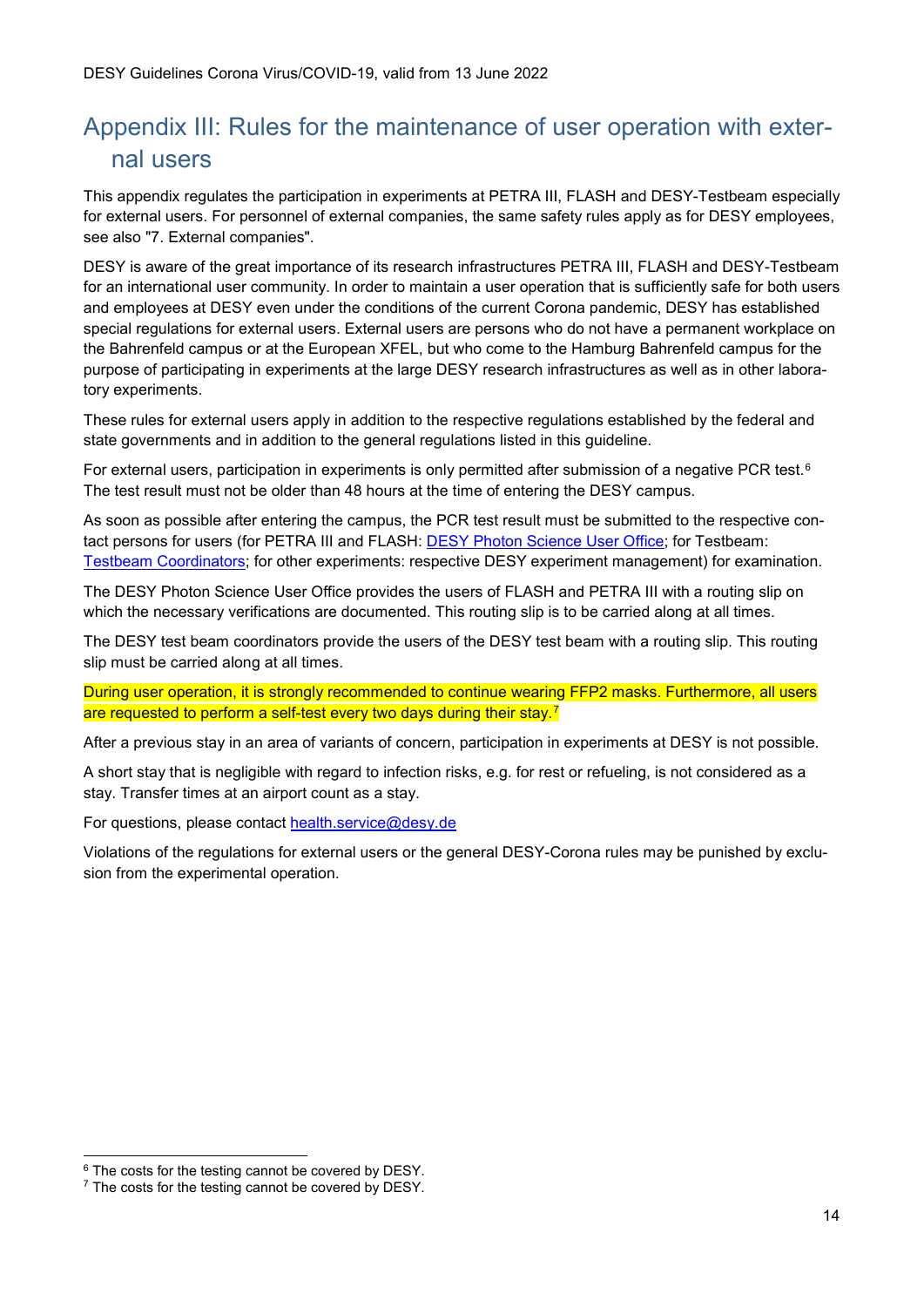# Appendix III: Rules for the maintenance of user operation with external users

This appendix regulates the participation in experiments at PETRA III, FLASH and DESY-Testbeam especially for external users. For personnel of external companies, the same safety rules apply as for DESY employees, see also "7. External companies".

DESY is aware of the great importance of its research infrastructures PETRA III, FLASH and DESY-Testbeam for an international user community. In order to maintain a user operation that is sufficiently safe for both users and employees at DESY even under the conditions of the current Corona pandemic, DESY has established special regulations for external users. External users are persons who do not have a permanent workplace on the Bahrenfeld campus or at the European XFEL, but who come to the Hamburg Bahrenfeld campus for the purpose of participating in experiments at the large DESY research infrastructures as well as in other laboratory experiments.

These rules for external users apply in addition to the respective regulations established by the federal and state governments and in addition to the general regulations listed in this guideline.

For external users, participation in experiments is only permitted after submission of a negative PCR test.[6] The test result must not be older than 48 hours at the time of entering the DESY campus.

As soon as possible after entering the campus, the PCR test result must be submitted to the respective contact persons for users (for PETRA III and FLASH: DESY Photon Science User Office; for Testbeam: Testbeam Coordinators; for other experiments: respective DESY experiment management) for examination.

The DESY Photon Science User Office provides the users of FLASH and PETRA III with a routing slip on which the necessary verifications are documented. This routing slip is to be carried along at all times.

The DESY test beam coordinators provide the users of the DESY test beam with a routing slip. This routing slip must be carried along at all times.

During user operation, it is strongly recommended to continue wearing FFP2 masks. Furthermore, all users are requested to perform a self-test every two days during their stay.[7]

After a previous stay in an area of variants of concern, participation in experiments at DESY is not possible.

A short stay that is negligible with regard to infection risks, e.g. for rest or refueling, is not considered as a stay. Transfer times at an airport count as a stay.

For questions, please contact health.service@desy.de

Violations of the regulations for external users or the general DESY-Corona rules may be punished by exclusion from the experimental operation.

---

[6] The costs for the testing cannot be covered by DESY.

[7] The costs for the testing cannot be covered by DESY.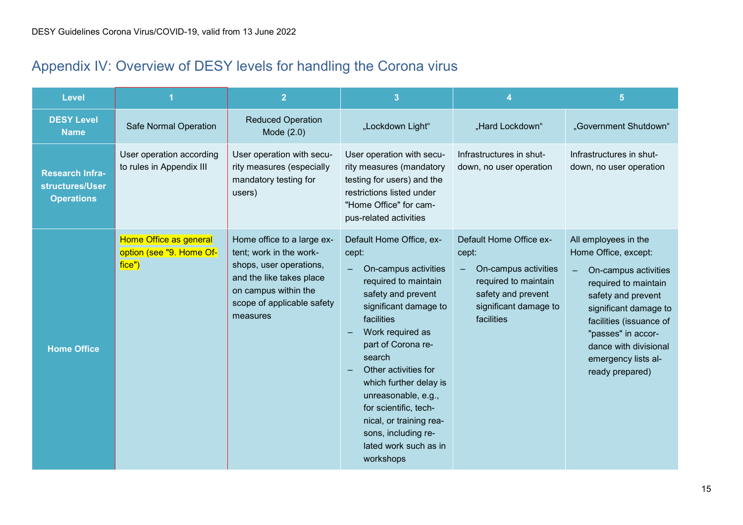## Appendix IV: Overview of DESY levels for handling the Corona virus

| Level | 1 | 2 | 3 | 4 | 5 |
|---|---|---|---|---|---|
| **DESY Level Name** | Safe Normal Operation | Reduced Operation Mode (2.0) | „Lockdown Light“ | „Hard Lockdown“ | „Government Shutdown“ |
| **Research Infrastructures/User Operations** | User operation according to rules in Appendix III | User operation with security measures (especially mandatory testing for users) | User operation with security measures (mandatory testing for users) and the restrictions listed under "Home Office" for campus-related activities | Infrastructures in shutdown, no user operation | Infrastructures in shutdown, no user operation |
| **Home Office** | Home Office as general option (see "9. Home Office") | Home office to a large extent; work in the workshops, user operations, and the like takes place on campus within the scope of applicable safety measures | Default Home Office, except:<br>– On-campus activities required to maintain safety and prevent significant damage to facilities<br>– Work required as part of Corona research<br>– Other activities for which further delay is unreasonable, e.g., for scientific, technical, or training reasons, including related work such as in workshops | Default Home Office except:<br>– On-campus activities required to maintain safety and prevent significant damage to facilities | All employees in the Home Office, except:<br>– On-campus activities required to maintain safety and prevent significant damage to facilities (issuance of "passes" in accordance with divisional emergency lists already prepared) |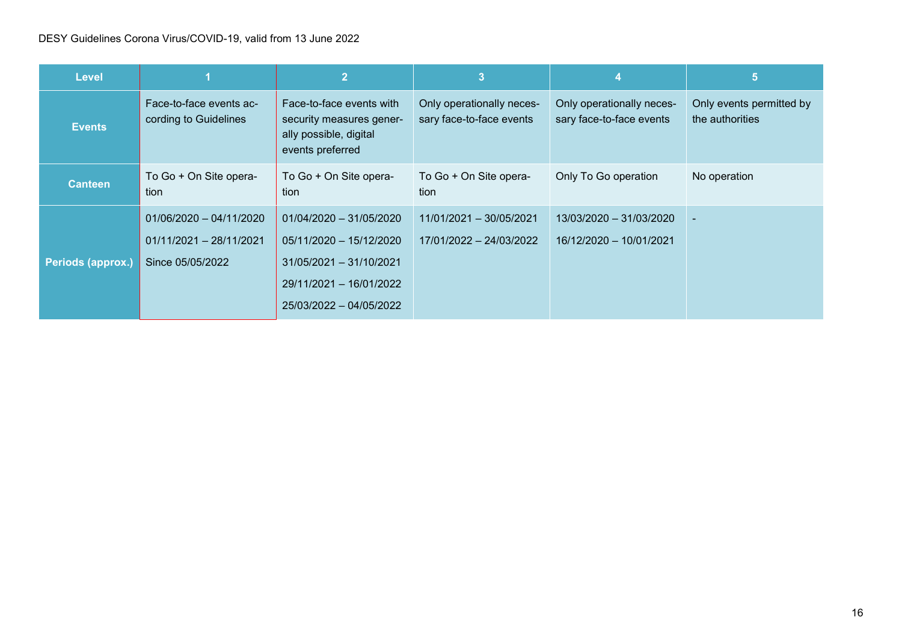DESY Guidelines Corona Virus/COVID-19, valid from 13 June 2022

| Level | 1 | 2 | 3 | 4 | 5 |
|---|---|---|---|---|---|
| Events | Face-to-face events according to Guidelines | Face-to-face events with security measures generally possible, digital events preferred | Only operationally necessary face-to-face events | Only operationally necessary face-to-face events | Only events permitted by the authorities |
| Canteen | To Go + On Site operation | To Go + On Site operation | To Go + On Site operation | Only To Go operation | No operation |
| Periods (approx.) | 01/06/2020 – 04/11/2020<br>01/11/2021 – 28/11/2021<br>Since 05/05/2022 | 01/04/2020 – 31/05/2020<br>05/11/2020 – 15/12/2020<br>31/05/2021 – 31/10/2021<br>29/11/2021 – 16/01/2022<br>25/03/2022 – 04/05/2022 | 11/01/2021 – 30/05/2021<br>17/01/2022 – 24/03/2022 | 13/03/2020 – 31/03/2020<br>16/12/2020 – 10/01/2021 | - |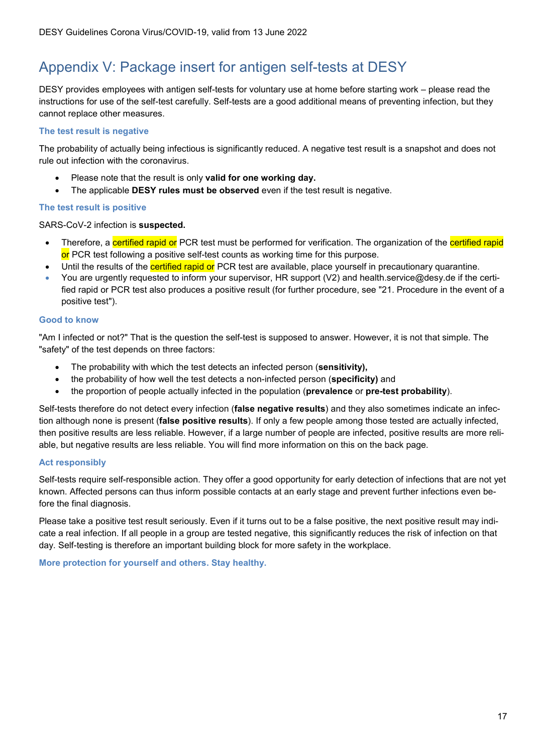## Appendix V: Package insert for antigen self-tests at DESY

DESY provides employees with antigen self-tests for voluntary use at home before starting work – please read the instructions for use of the self-test carefully. Self-tests are a good additional means of preventing infection, but they cannot replace other measures.

### The test result is negative

The probability of actually being infectious is significantly reduced. A negative test result is a snapshot and does not rule out infection with the coronavirus.

- Please note that the result is only **valid for one working day.**
- The applicable **DESY rules must be observed** even if the test result is negative.

### The test result is positive

SARS-CoV-2 infection is **suspected.**

- Therefore, a certified rapid or PCR test must be performed for verification. The organization of the certified rapid or PCR test following a positive self-test counts as working time for this purpose.
- Until the results of the certified rapid or PCR test are available, place yourself in precautionary quarantine.
- You are urgently requested to inform your supervisor, HR support (V2) and health.service@desy.de if the certified rapid or PCR test also produces a positive result (for further procedure, see "21. Procedure in the event of a positive test").

### Good to know

"Am I infected or not?" That is the question the self-test is supposed to answer. However, it is not that simple. The "safety" of the test depends on three factors:

- The probability with which the test detects an infected person (**sensitivity),**
- the probability of how well the test detects a non-infected person (**specificity)** and
- the proportion of people actually infected in the population (**prevalence** or **pre-test probability**).

Self-tests therefore do not detect every infection (**false negative results**) and they also sometimes indicate an infection although none is present (**false positive results**). If only a few people among those tested are actually infected, then positive results are less reliable. However, if a large number of people are infected, positive results are more reliable, but negative results are less reliable. You will find more information on this on the back page.

### Act responsibly

Self-tests require self-responsible action. They offer a good opportunity for early detection of infections that are not yet known. Affected persons can thus inform possible contacts at an early stage and prevent further infections even before the final diagnosis.

Please take a positive test result seriously. Even if it turns out to be a false positive, the next positive result may indicate a real infection. If all people in a group are tested negative, this significantly reduces the risk of infection on that day. Self-testing is therefore an important building block for more safety in the workplace.

**More protection for yourself and others. Stay healthy.**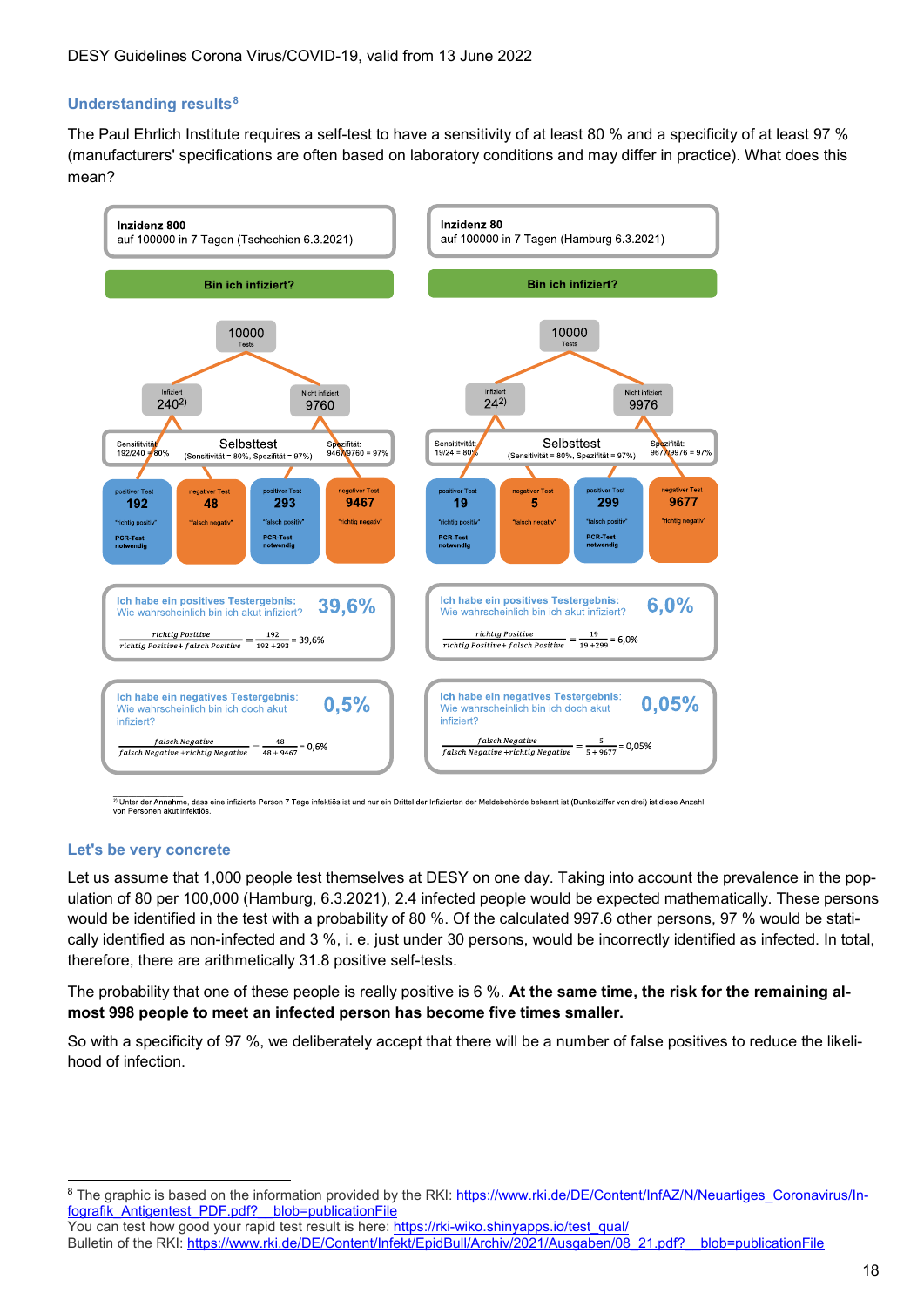### Understanding results[8]

The Paul Ehrlich Institute requires a self-test to have a sensitivity of at least 80 % and a specificity of at least 97 % (manufacturers' specifications are often based on laboratory conditions and may differ in practice). What does this mean?

**Inzidenz 800**
auf 100000 in 7 Tagen (Tschechien 6.3.2021)

**Bin ich infiziert?**

10000 Tests

Infiziert 240[2)]

Nicht infiziert 9760

Sensitivität: 192/240 = 80%

Selbsttest (Sensitivität = 80%, Spezifität = 97%)

Spezifität: 9467/9760 = 97%

positiver Test 192 "richtig positiv" PCR-Test notwendig

negativer Test 48 "falsch negativ"

positiver Test 293 "falsch positiv" PCR-Test notwendig

negativer Test 9467 "richtig negativ"

Ich habe ein positives Testergebnis: Wie wahrscheinlich bin ich akut infiziert? 39,6%

$$\frac{richtig\ Positive}{richtig\ Positive + falsch\ Positive} = \frac{192}{192+293} = 39{,}6\%$$

Ich habe ein negatives Testergebnis: Wie wahrscheinlich bin ich doch akut infiziert? 0,5%

$$\frac{falsch\ Negative}{falsch\ Negative + richtig\ Negative} = \frac{48}{48+9467} = 0{,}6\%$$

**Inzidenz 80**
auf 100000 in 7 Tagen (Hamburg 6.3.2021)

**Bin ich infiziert?**

10000 Tests

Infiziert 24[2)]

Nicht infiziert 9976

Sensitivität: 19/24 = 80%

Selbsttest (Sensitivität = 80%, Spezifität = 97%)

Spezifität: 9677/9976 = 97%

positiver Test 19 "richtig positiv" PCR-Test notwendig

negativer Test 5 "falsch negativ"

positiver Test 299 "falsch positiv" PCR-Test notwendig

negativer Test 9677 "richtig negativ"

Ich habe ein positives Testergebnis: Wie wahrscheinlich bin ich akut infiziert? 6,0%

$$\frac{richtig\ Positive}{richtig\ Positive + falsch\ Positive} = \frac{19}{19+299} = 6{,}0\%$$

Ich habe ein negatives Testergebnis: Wie wahrscheinlich bin ich doch akut infiziert? 0,05%

$$\frac{falsch\ Negative}{falsch\ Negative + richtig\ Negative} = \frac{5}{5+9677} = 0{,}05\%$$

[2)] Unter der Annahme, dass eine infizierte Person 7 Tage infektiös ist und nur ein Drittel der Infizierten der Meldebehörde bekannt ist (Dunkelziffer von drei) ist diese Anzahl von Personen akut infektiös.

### Let's be very concrete

Let us assume that 1,000 people test themselves at DESY on one day. Taking into account the prevalence in the population of 80 per 100,000 (Hamburg, 6.3.2021), 2.4 infected people would be expected mathematically. These persons would be identified in the test with a probability of 80 %. Of the calculated 997.6 other persons, 97 % would be statistically identified as non-infected and 3 %, i. e. just under 30 persons, would be incorrectly identified as infected. In total, therefore, there are arithmetically 31.8 positive self-tests.

The probability that one of these people is really positive is 6 %. **At the same time, the risk for the remaining almost 998 people to meet an infected person has become five times smaller.**

So with a specificity of 97 %, we deliberately accept that there will be a number of false positives to reduce the likelihood of infection.

---

[8] The graphic is based on the information provided by the RKI: https://www.rki.de/DE/Content/InfAZ/N/Neuartiges_Coronavirus/Infografik_Antigentest_PDF.pdf?__blob=publicationFile
You can test how good your rapid test result is here: https://rki-wiko.shinyapps.io/test_qual/
Bulletin of the RKI: https://www.rki.de/DE/Content/Infekt/EpidBull/Archiv/2021/Ausgaben/08_21.pdf?__blob=publicationFile